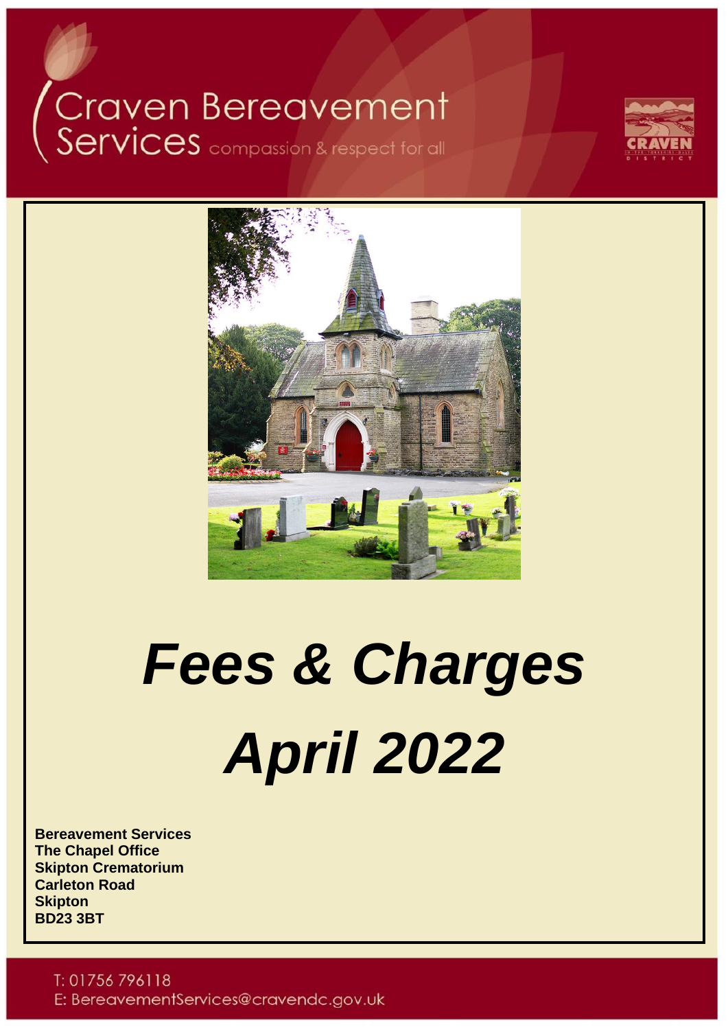# Craven Bereavement Services

compassion & respect for all

CRAVEN

# *Fees & Charges*

# *April 2022*

**Bereavement Services**
**The Chapel Office**
**Skipton Crematorium**
**Carleton Road**
**Skipton**
**BD23 3BT**

T: 01756 796118
E: BereavementServices@cravendc.gov.uk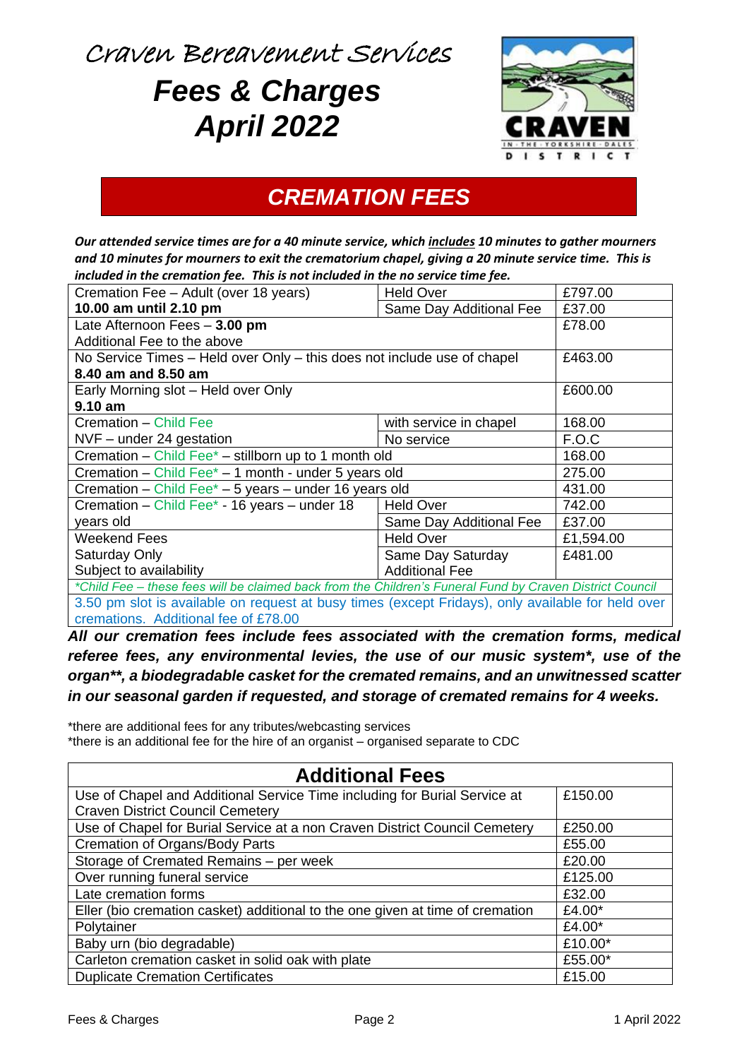# Craven Bereavement Services

## Fees & Charges
## April 2022

## CREMATION FEES

***Our attended service times are for a 40 minute service, which includes 10 minutes to gather mourners and 10 minutes for mourners to exit the crematorium chapel, giving a 20 minute service time. This is included in the cremation fee. This is not included in the no service time fee.***

| | | |
|---|---|---|
| Cremation Fee – Adult (over 18 years) **10.00 am until 2.10 pm** | Held Over<br>Same Day Additional Fee | £797.00<br>£37.00 |
| Late Afternoon Fees – **3.00 pm** Additional Fee to the above | | £78.00 |
| No Service Times – Held over Only – this does not include use of chapel **8.40 am and 8.50 am** | | £463.00 |
| Early Morning slot – Held over Only **9.10 am** | | £600.00 |
| Cremation – Child Fee<br>NVF – under 24 gestation | with service in chapel<br>No service | 168.00<br>F.O.C |
| Cremation – Child Fee* – stillborn up to 1 month old | | 168.00 |
| Cremation – Child Fee* – 1 month - under 5 years old | | 275.00 |
| Cremation – Child Fee* – 5 years – under 16 years old | | 431.00 |
| Cremation – Child Fee* - 16 years – under 18 years old | Held Over<br>Same Day Additional Fee | 742.00<br>£37.00 |
| Weekend Fees<br>Saturday Only<br>Subject to availability | Held Over<br>Same Day Saturday Additional Fee | £1,594.00<br>£481.00 |
| *Child Fee – these fees will be claimed back from the Children's Funeral Fund by Craven District Council | | |
| 3.50 pm slot is available on request at busy times (except Fridays), only available for held over cremations. Additional fee of £78.00 | | |

***All our cremation fees include fees associated with the cremation forms, medical referee fees, any environmental levies, the use of our music system*, use of the organ**, a biodegradable casket for the cremated remains, and an unwitnessed scatter in our seasonal garden if requested, and storage of cremated remains for 4 weeks.***

*there are additional fees for any tributes/webcasting services
*there is an additional fee for the hire of an organist – organised separate to CDC

| Additional Fees | |
|---|---|
| Use of Chapel and Additional Service Time including for Burial Service at Craven District Council Cemetery | £150.00 |
| Use of Chapel for Burial Service at a non Craven District Council Cemetery | £250.00 |
| Cremation of Organs/Body Parts | £55.00 |
| Storage of Cremated Remains – per week | £20.00 |
| Over running funeral service | £125.00 |
| Late cremation forms | £32.00 |
| Eller (bio cremation casket) additional to the one given at time of cremation | £4.00* |
| Polytainer | £4.00* |
| Baby urn (bio degradable) | £10.00* |
| Carleton cremation casket in solid oak with plate | £55.00* |
| Duplicate Cremation Certificates | £15.00 |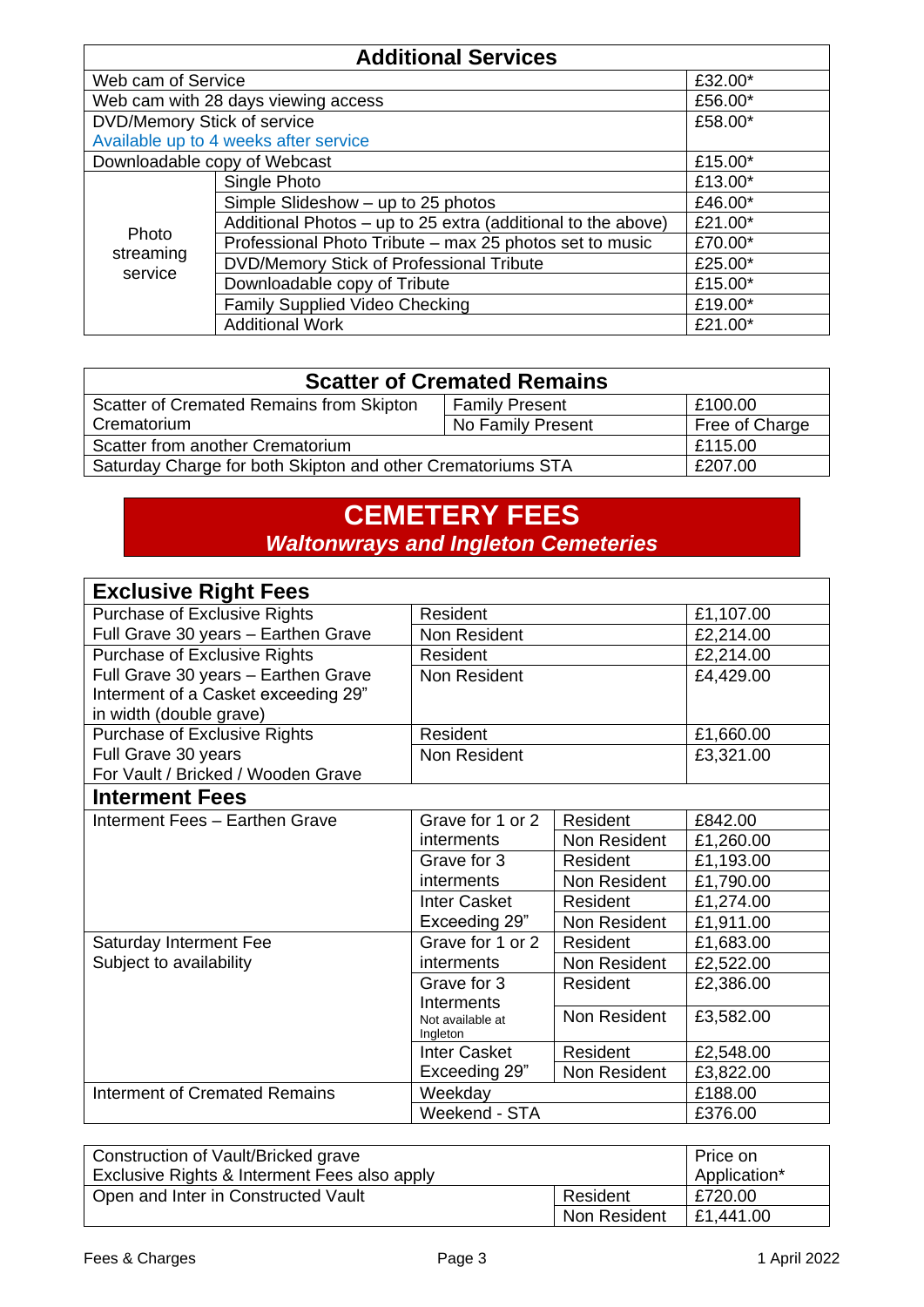| Additional Services | | |
|---|---|---|
| Web cam of Service | | £32.00* |
| Web cam with 28 days viewing access | | £56.00* |
| DVD/Memory Stick of service<br>Available up to 4 weeks after service | | £58.00* |
| Downloadable copy of Webcast | | £15.00* |
| Photo streaming service | Single Photo | £13.00* |
| | Simple Slideshow – up to 25 photos | £46.00* |
| | Additional Photos – up to 25 extra (additional to the above) | £21.00* |
| | Professional Photo Tribute – max 25 photos set to music | £70.00* |
| | DVD/Memory Stick of Professional Tribute | £25.00* |
| | Downloadable copy of Tribute | £15.00* |
| | Family Supplied Video Checking | £19.00* |
| | Additional Work | £21.00* |

| Scatter of Cremated Remains | | |
|---|---|---|
| Scatter of Cremated Remains from Skipton Crematorium | Family Present | £100.00 |
| | No Family Present | Free of Charge |
| Scatter from another Crematorium | | £115.00 |
| Saturday Charge for both Skipton and other Crematoriums STA | | £207.00 |

# CEMETERY FEES

## *Waltonwrays and Ingleton Cemeteries*

| Exclusive Right Fees | | | |
|---|---|---|---|
| Purchase of Exclusive Rights<br>Full Grave 30 years – Earthen Grave | Resident | | £1,107.00 |
| | Non Resident | | £2,214.00 |
| Purchase of Exclusive Rights<br>Full Grave 30 years – Earthen Grave<br>Interment of a Casket exceeding 29" in width (double grave) | Resident | | £2,214.00 |
| | Non Resident | | £4,429.00 |
| Purchase of Exclusive Rights<br>Full Grave 30 years<br>For Vault / Bricked / Wooden Grave | Resident | | £1,660.00 |
| | Non Resident | | £3,321.00 |
| **Interment Fees** | | | |
| Interment Fees – Earthen Grave | Grave for 1 or 2 interments | Resident | £842.00 |
| | | Non Resident | £1,260.00 |
| | Grave for 3 interments | Resident | £1,193.00 |
| | | Non Resident | £1,790.00 |
| | Inter Casket Exceeding 29" | Resident | £1,274.00 |
| | | Non Resident | £1,911.00 |
| Saturday Interment Fee<br>Subject to availability | Grave for 1 or 2 interments | Resident | £1,683.00 |
| | | Non Resident | £2,522.00 |
| | Grave for 3 Interments<br>Not available at Ingleton | Resident | £2,386.00 |
| | | Non Resident | £3,582.00 |
| | Inter Casket Exceeding 29" | Resident | £2,548.00 |
| | | Non Resident | £3,822.00 |
| Interment of Cremated Remains | Weekday | | £188.00 |
| | Weekend - STA | | £376.00 |

| | | |
|---|---|---|
| Construction of Vault/Bricked grave<br>Exclusive Rights & Interment Fees also apply | | Price on Application* |
| Open and Inter in Constructed Vault | Resident | £720.00 |
| | Non Resident | £1,441.00 |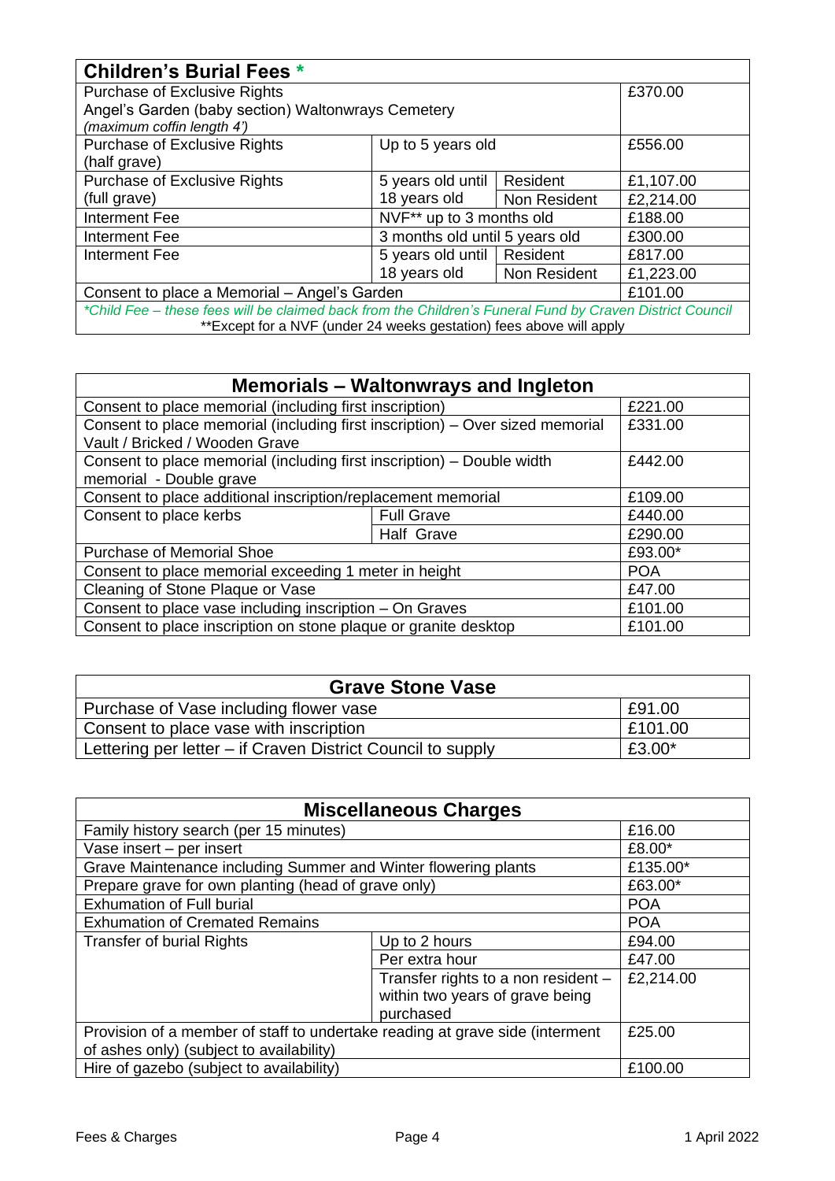| Children's Burial Fees * | | | |
|---|---|---|---|
| Purchase of Exclusive Rights<br>Angel's Garden (baby section) Waltonwrays Cemetery<br>*(maximum coffin length 4')* | | | £370.00 |
| Purchase of Exclusive Rights (half grave) | Up to 5 years old | | £556.00 |
| Purchase of Exclusive Rights (full grave) | 5 years old until 18 years old | Resident | £1,107.00 |
| | | Non Resident | £2,214.00 |
| Interment Fee | NVF** up to 3 months old | | £188.00 |
| Interment Fee | 3 months old until 5 years old | | £300.00 |
| Interment Fee | 5 years old until 18 years old | Resident | £817.00 |
| | | Non Resident | £1,223.00 |
| Consent to place a Memorial – Angel's Garden | | | £101.00 |

*\*Child Fee – these fees will be claimed back from the Children's Funeral Fund by Craven District Council*

**Except for a NVF (under 24 weeks gestation) fees above will apply

| Memorials – Waltonwrays and Ingleton | | |
|---|---|---|
| Consent to place memorial (including first inscription) | | £221.00 |
| Consent to place memorial (including first inscription) – Over sized memorial Vault / Bricked / Wooden Grave | | £331.00 |
| Consent to place memorial (including first inscription) – Double width memorial - Double grave | | £442.00 |
| Consent to place additional inscription/replacement memorial | | £109.00 |
| Consent to place kerbs | Full Grave | £440.00 |
| | Half Grave | £290.00 |
| Purchase of Memorial Shoe | | £93.00* |
| Consent to place memorial exceeding 1 meter in height | | POA |
| Cleaning of Stone Plaque or Vase | | £47.00 |
| Consent to place vase including inscription – On Graves | | £101.00 |
| Consent to place inscription on stone plaque or granite desktop | | £101.00 |

| Grave Stone Vase | |
|---|---|
| Purchase of Vase including flower vase | £91.00 |
| Consent to place vase with inscription | £101.00 |
| Lettering per letter – if Craven District Council to supply | £3.00* |

| Miscellaneous Charges | | |
|---|---|---|
| Family history search (per 15 minutes) | | £16.00 |
| Vase insert – per insert | | £8.00* |
| Grave Maintenance including Summer and Winter flowering plants | | £135.00* |
| Prepare grave for own planting (head of grave only) | | £63.00* |
| Exhumation of Full burial | | POA |
| Exhumation of Cremated Remains | | POA |
| Transfer of burial Rights | Up to 2 hours | £94.00 |
| | Per extra hour | £47.00 |
| | Transfer rights to a non resident – within two years of grave being purchased | £2,214.00 |
| Provision of a member of staff to undertake reading at grave side (interment of ashes only) (subject to availability) | | £25.00 |
| Hire of gazebo (subject to availability) | | £100.00 |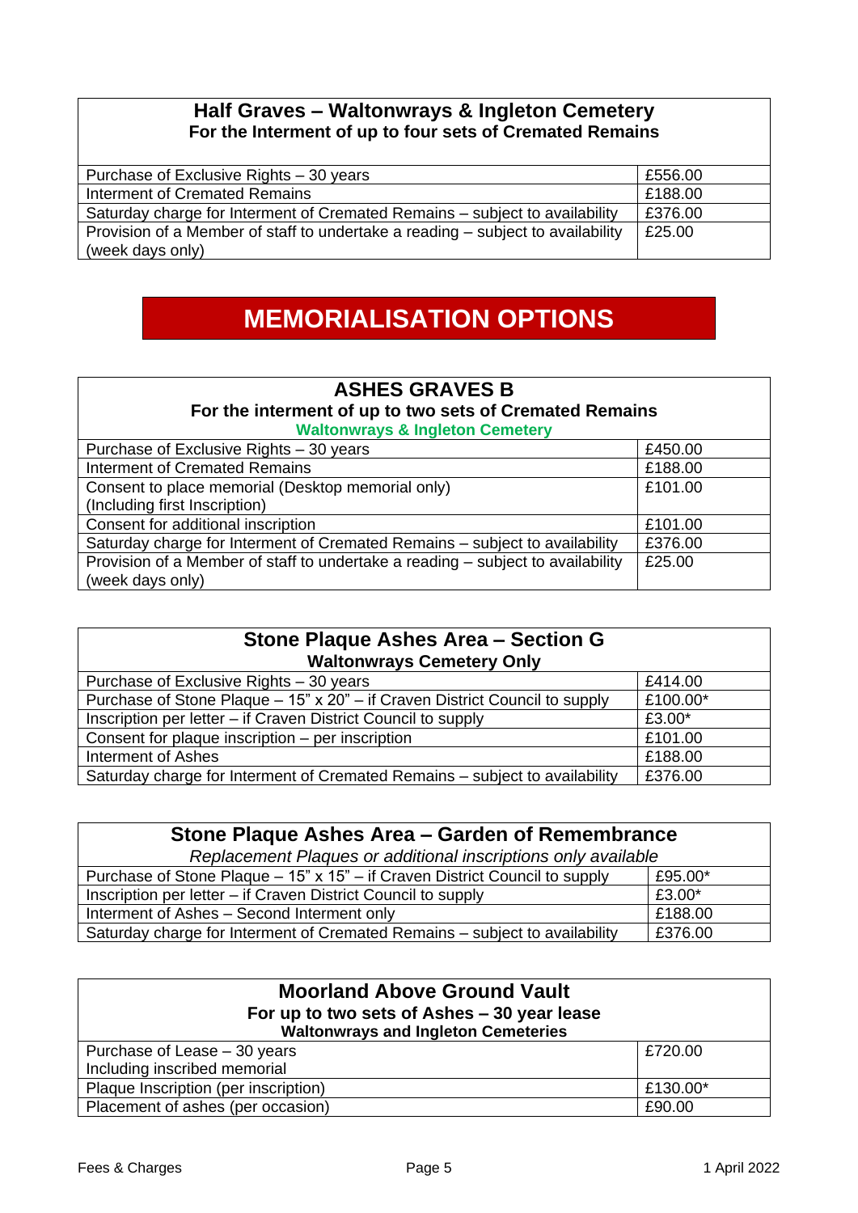## Half Graves – Waltonwrays & Ingleton Cemetery

**For the Interment of up to four sets of Cremated Remains**

| | |
|---|---|
| Purchase of Exclusive Rights – 30 years | £556.00 |
| Interment of Cremated Remains | £188.00 |
| Saturday charge for Interment of Cremated Remains – subject to availability | £376.00 |
| Provision of a Member of staff to undertake a reading – subject to availability (week days only) | £25.00 |

# MEMORIALISATION OPTIONS

## ASHES GRAVES B

**For the interment of up to two sets of Cremated Remains**

**Waltonwrays & Ingleton Cemetery**

| | |
|---|---|
| Purchase of Exclusive Rights – 30 years | £450.00 |
| Interment of Cremated Remains | £188.00 |
| Consent to place memorial (Desktop memorial only) (Including first Inscription) | £101.00 |
| Consent for additional inscription | £101.00 |
| Saturday charge for Interment of Cremated Remains – subject to availability | £376.00 |
| Provision of a Member of staff to undertake a reading – subject to availability (week days only) | £25.00 |

## Stone Plaque Ashes Area – Section G

**Waltonwrays Cemetery Only**

| | |
|---|---|
| Purchase of Exclusive Rights – 30 years | £414.00 |
| Purchase of Stone Plaque – 15" x 20" – if Craven District Council to supply | £100.00* |
| Inscription per letter – if Craven District Council to supply | £3.00* |
| Consent for plaque inscription – per inscription | £101.00 |
| Interment of Ashes | £188.00 |
| Saturday charge for Interment of Cremated Remains – subject to availability | £376.00 |

## Stone Plaque Ashes Area – Garden of Remembrance

*Replacement Plaques or additional inscriptions only available*

| | |
|---|---|
| Purchase of Stone Plaque – 15" x 15" – if Craven District Council to supply | £95.00* |
| Inscription per letter – if Craven District Council to supply | £3.00* |
| Interment of Ashes – Second Interment only | £188.00 |
| Saturday charge for Interment of Cremated Remains – subject to availability | £376.00 |

## Moorland Above Ground Vault

**For up to two sets of Ashes – 30 year lease**

**Waltonwrays and Ingleton Cemeteries**

| | |
|---|---|
| Purchase of Lease – 30 years Including inscribed memorial | £720.00 |
| Plaque Inscription (per inscription) | £130.00* |
| Placement of ashes (per occasion) | £90.00 |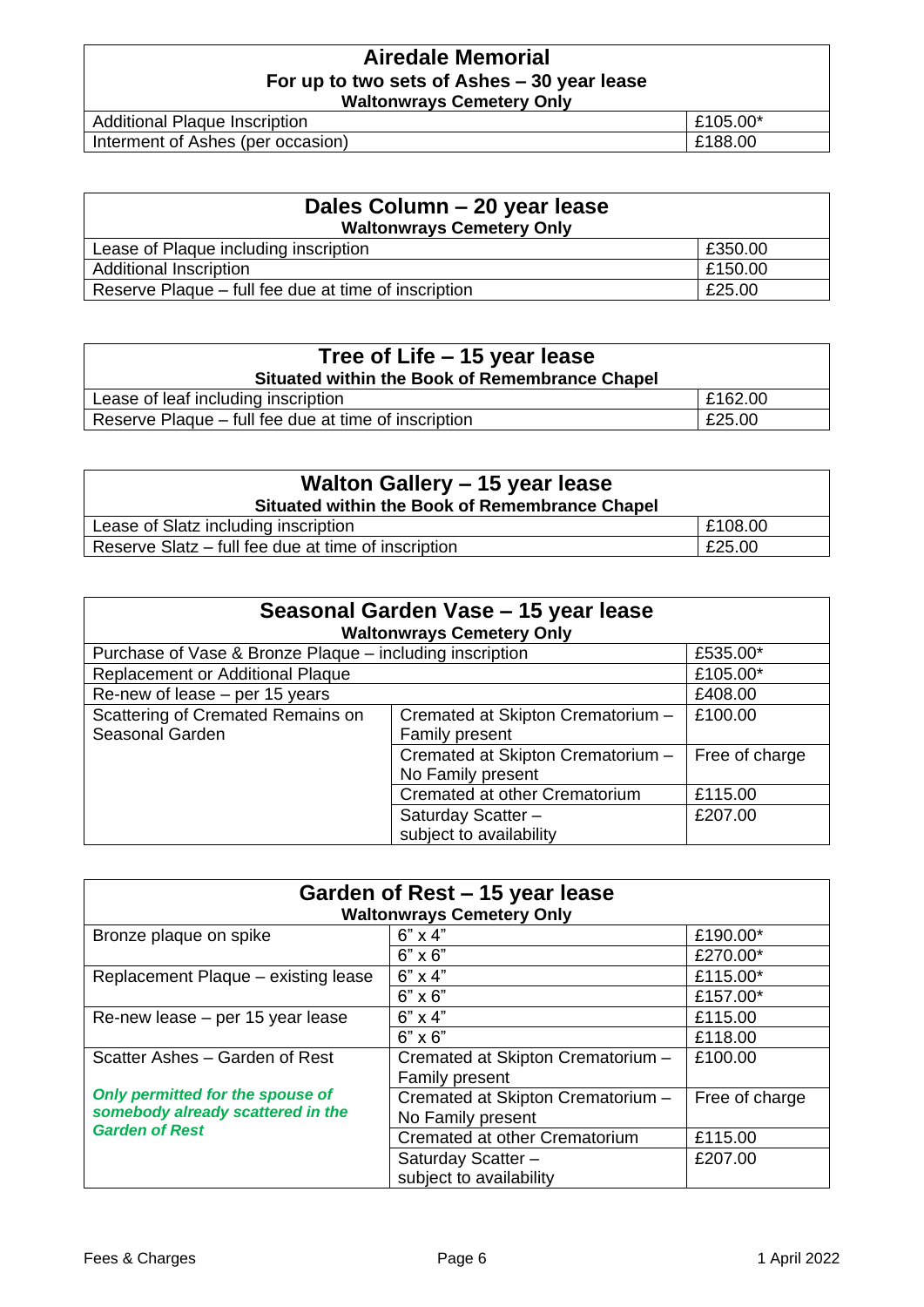| Airedale Memorial<br>For up to two sets of Ashes – 30 year lease<br>Waltonwrays Cemetery Only | |
|---|---|
| Additional Plaque Inscription | £105.00* |
| Interment of Ashes (per occasion) | £188.00 |

| Dales Column – 20 year lease<br>Waltonwrays Cemetery Only | |
|---|---|
| Lease of Plaque including inscription | £350.00 |
| Additional Inscription | £150.00 |
| Reserve Plaque – full fee due at time of inscription | £25.00 |

| Tree of Life – 15 year lease<br>Situated within the Book of Remembrance Chapel | |
|---|---|
| Lease of leaf including inscription | £162.00 |
| Reserve Plaque – full fee due at time of inscription | £25.00 |

| Walton Gallery – 15 year lease<br>Situated within the Book of Remembrance Chapel | |
|---|---|
| Lease of Slatz including inscription | £108.00 |
| Reserve Slatz – full fee due at time of inscription | £25.00 |

| Seasonal Garden Vase – 15 year lease<br>Waltonwrays Cemetery Only | | |
|---|---|---|
| Purchase of Vase & Bronze Plaque – including inscription | | £535.00* |
| Replacement or Additional Plaque | | £105.00* |
| Re-new of lease – per 15 years | | £408.00 |
| Scattering of Cremated Remains on Seasonal Garden | Cremated at Skipton Crematorium – Family present | £100.00 |
| | Cremated at Skipton Crematorium – No Family present | Free of charge |
| | Cremated at other Crematorium | £115.00 |
| | Saturday Scatter – subject to availability | £207.00 |

| Garden of Rest – 15 year lease<br>Waltonwrays Cemetery Only | | |
|---|---|---|
| Bronze plaque on spike | 6" x 4" | £190.00* |
| | 6" x 6" | £270.00* |
| Replacement Plaque – existing lease | 6" x 4" | £115.00* |
| | 6" x 6" | £157.00* |
| Re-new lease – per 15 year lease | 6" x 4" | £115.00 |
| | 6" x 6" | £118.00 |
| Scatter Ashes – Garden of Rest | Cremated at Skipton Crematorium – Family present | £100.00 |
| ***Only permitted for the spouse of somebody already scattered in the Garden of Rest*** | Cremated at Skipton Crematorium – No Family present | Free of charge |
| | Cremated at other Crematorium | £115.00 |
| | Saturday Scatter – subject to availability | £207.00 |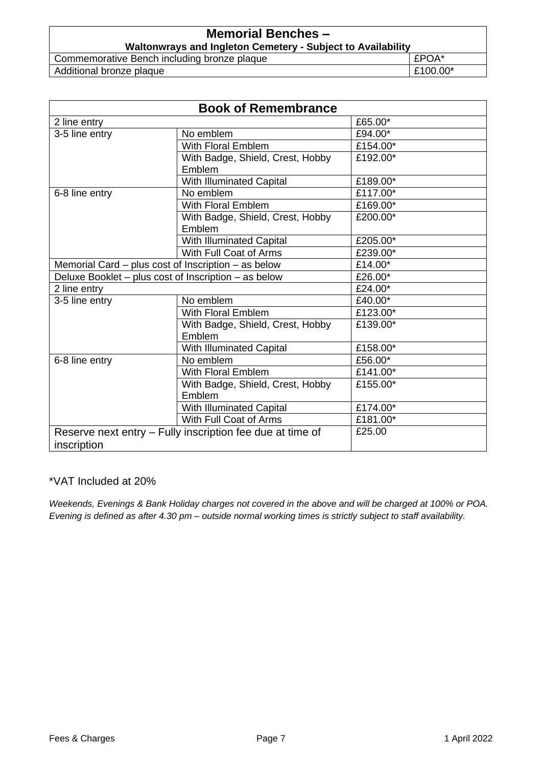| Memorial Benches – Waltonwrays and Ingleton Cemetery - Subject to Availability | |
|---|---|
| Commemorative Bench including bronze plaque | £POA* |
| Additional bronze plaque | £100.00* |

| Book of Remembrance | | |
|---|---|---|
| 2 line entry | | £65.00* |
| 3-5 line entry | No emblem | £94.00* |
| | With Floral Emblem | £154.00* |
| | With Badge, Shield, Crest, Hobby Emblem | £192.00* |
| | With Illuminated Capital | £189.00* |
| 6-8 line entry | No emblem | £117.00* |
| | With Floral Emblem | £169.00* |
| | With Badge, Shield, Crest, Hobby Emblem | £200.00* |
| | With Illuminated Capital | £205.00* |
| | With Full Coat of Arms | £239.00* |
| Memorial Card – plus cost of Inscription – as below | | £14.00* |
| Deluxe Booklet – plus cost of Inscription – as below | | £26.00* |
| 2 line entry | | £24.00* |
| 3-5 line entry | No emblem | £40.00* |
| | With Floral Emblem | £123.00* |
| | With Badge, Shield, Crest, Hobby Emblem | £139.00* |
| | With Illuminated Capital | £158.00* |
| 6-8 line entry | No emblem | £56.00* |
| | With Floral Emblem | £141.00* |
| | With Badge, Shield, Crest, Hobby Emblem | £155.00* |
| | With Illuminated Capital | £174.00* |
| | With Full Coat of Arms | £181.00* |
| Reserve next entry – Fully inscription fee due at time of inscription | | £25.00 |

*VAT Included at 20%

*Weekends, Evenings & Bank Holiday charges not covered in the above and will be charged at 100% or POA. Evening is defined as after 4.30 pm – outside normal working times is strictly subject to staff availability.*